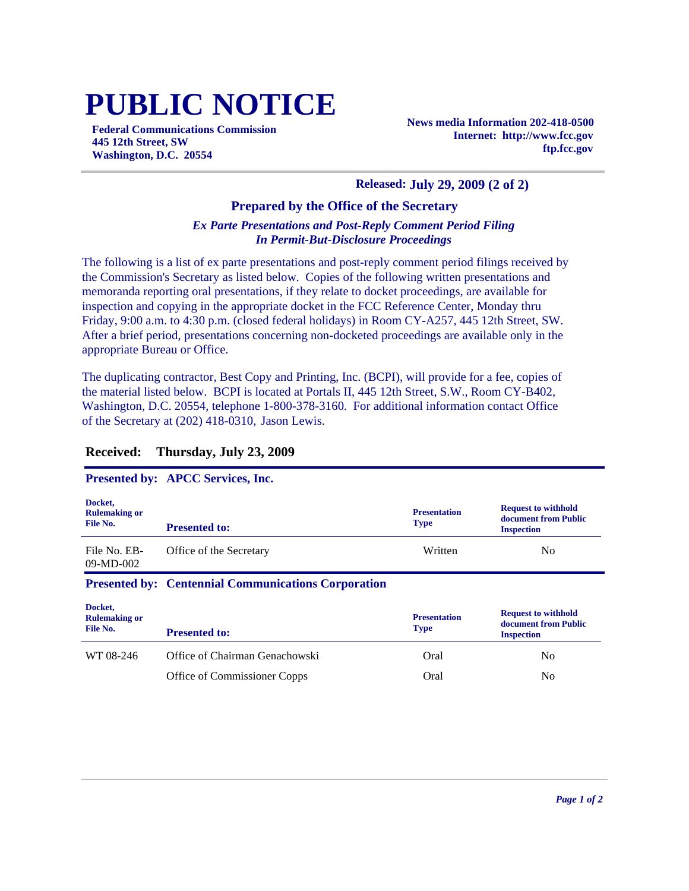# PUBLIC NOTICE

**Federal Communications Commission**
**445 12th Street, SW**
**Washington, D.C. 20554**

**News media Information 202-418-0500**
**Internet: http://www.fcc.gov**
**ftp.fcc.gov**

**Released: July 29, 2009 (2 of 2)**

## Prepared by the Office of the Secretary

***Ex Parte Presentations and Post-Reply Comment Period Filing In Permit-But-Disclosure Proceedings***

The following is a list of ex parte presentations and post-reply comment period filings received by the Commission's Secretary as listed below. Copies of the following written presentations and memoranda reporting oral presentations, if they relate to docket proceedings, are available for inspection and copying in the appropriate docket in the FCC Reference Center, Monday thru Friday, 9:00 a.m. to 4:30 p.m. (closed federal holidays) in Room CY-A257, 445 12th Street, SW. After a brief period, presentations concerning non-docketed proceedings are available only in the appropriate Bureau or Office.

The duplicating contractor, Best Copy and Printing, Inc. (BCPI), will provide for a fee, copies of the material listed below. BCPI is located at Portals II, 445 12th Street, S.W., Room CY-B402, Washington, D.C. 20554, telephone 1-800-378-3160. For additional information contact Office of the Secretary at (202) 418-0310, Jason Lewis.

### Received: Thursday, July 23, 2009

**Presented by: APCC Services, Inc.**

| Docket, Rulemaking or File No. | Presented to: | Presentation Type | Request to withhold document from Public Inspection |
|---|---|---|---|
| File No. EB-09-MD-002 | Office of the Secretary | Written | No |

**Presented by: Centennial Communications Corporation**

| Docket, Rulemaking or File No. | Presented to: | Presentation Type | Request to withhold document from Public Inspection |
|---|---|---|---|
| WT 08-246 | Office of Chairman Genachowski | Oral | No |
| | Office of Commissioner Copps | Oral | No |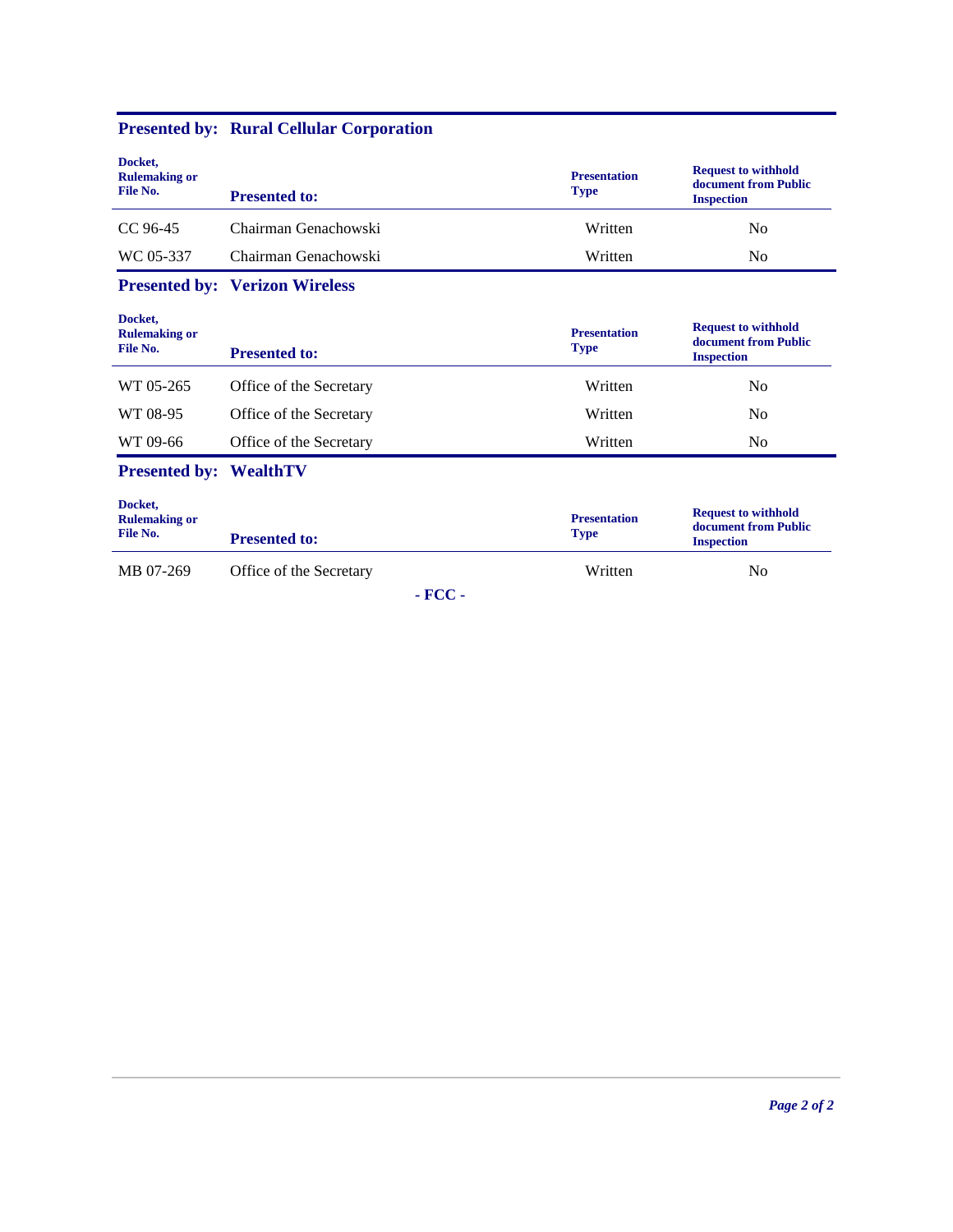## Presented by: Rural Cellular Corporation

| Docket, Rulemaking or File No. | Presented to: | Presentation Type | Request to withhold document from Public Inspection |
|---|---|---|---|
| CC 96-45 | Chairman Genachowski | Written | No |
| WC 05-337 | Chairman Genachowski | Written | No |

## Presented by: Verizon Wireless

| Docket, Rulemaking or File No. | Presented to: | Presentation Type | Request to withhold document from Public Inspection |
|---|---|---|---|
| WT 05-265 | Office of the Secretary | Written | No |
| WT 08-95 | Office of the Secretary | Written | No |
| WT 09-66 | Office of the Secretary | Written | No |

## Presented by: WealthTV

| Docket, Rulemaking or File No. | Presented to: | Presentation Type | Request to withhold document from Public Inspection |
|---|---|---|---|
| MB 07-269 | Office of the Secretary | Written | No |

**- FCC -**